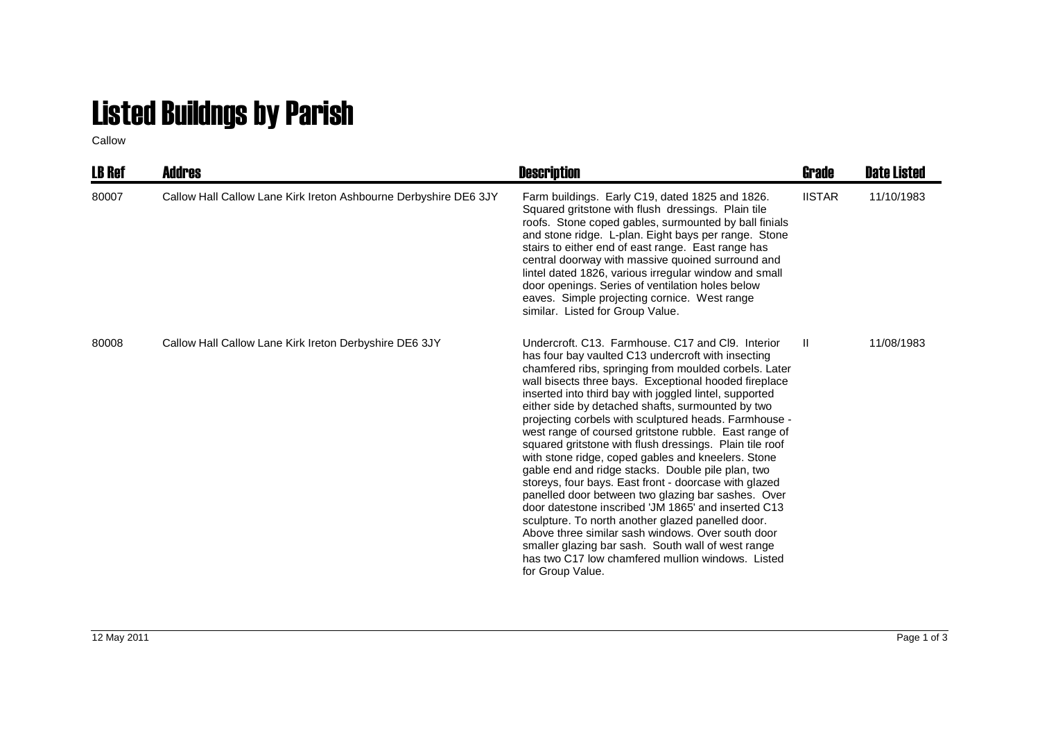# Listed Buildngs by Parish

Callow

| LB Ref | Addres | Description | Grade | Date Listed |
|---|---|---|---|---|
| 80007 | Callow Hall Callow Lane Kirk Ireton Ashbourne Derbyshire DE6 3JY | Farm buildings. Early C19, dated 1825 and 1826. Squared gritstone with flush dressings. Plain tile roofs. Stone coped gables, surmounted by ball finials and stone ridge. L-plan. Eight bays per range. Stone stairs to either end of east range. East range has central doorway with massive quoined surround and lintel dated 1826, various irregular window and small door openings. Series of ventilation holes below eaves. Simple projecting cornice. West range similar. Listed for Group Value. | IISTAR | 11/10/1983 |
| 80008 | Callow Hall Callow Lane Kirk Ireton Derbyshire DE6 3JY | Undercroft. C13. Farmhouse. C17 and Cl9. Interior has four bay vaulted C13 undercroft with insecting chamfered ribs, springing from moulded corbels. Later wall bisects three bays. Exceptional hooded fireplace inserted into third bay with joggled lintel, supported either side by detached shafts, surmounted by two projecting corbels with sculptured heads. Farmhouse - west range of coursed gritstone rubble. East range of squared gritstone with flush dressings. Plain tile roof with stone ridge, coped gables and kneelers. Stone gable end and ridge stacks. Double pile plan, two storeys, four bays. East front - doorcase with glazed panelled door between two glazing bar sashes. Over door datestone inscribed 'JM 1865' and inserted C13 sculpture. To north another glazed panelled door. Above three similar sash windows. Over south door smaller glazing bar sash. South wall of west range has two C17 low chamfered mullion windows. Listed for Group Value. | II | 11/08/1983 |

12 May 2011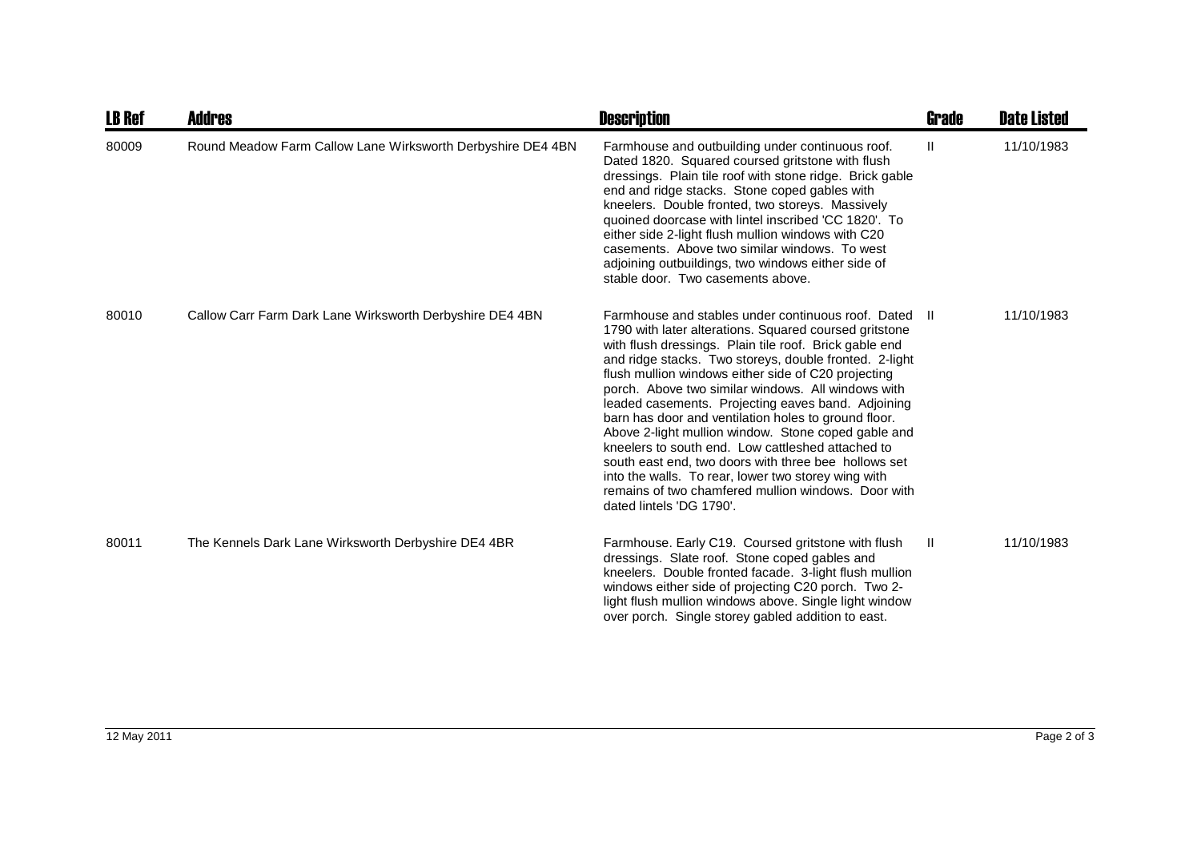| LB Ref | Addres | Description | Grade | Date Listed |
|---|---|---|---|---|
| 80009 | Round Meadow Farm Callow Lane Wirksworth Derbyshire DE4 4BN | Farmhouse and outbuilding under continuous roof. Dated 1820. Squared coursed gritstone with flush dressings. Plain tile roof with stone ridge. Brick gable end and ridge stacks. Stone coped gables with kneelers. Double fronted, two storeys. Massively quoined doorcase with lintel inscribed 'CC 1820'. To either side 2-light flush mullion windows with C20 casements. Above two similar windows. To west adjoining outbuildings, two windows either side of stable door. Two casements above. | II | 11/10/1983 |
| 80010 | Callow Carr Farm Dark Lane Wirksworth Derbyshire DE4 4BN | Farmhouse and stables under continuous roof. Dated 1790 with later alterations. Squared coursed gritstone with flush dressings. Plain tile roof. Brick gable end and ridge stacks. Two storeys, double fronted. 2-light flush mullion windows either side of C20 projecting porch. Above two similar windows. All windows with leaded casements. Projecting eaves band. Adjoining barn has door and ventilation holes to ground floor. Above 2-light mullion window. Stone coped gable and kneelers to south end. Low cattleshed attached to south east end, two doors with three bee hollows set into the walls. To rear, lower two storey wing with remains of two chamfered mullion windows. Door with dated lintels 'DG 1790'. | II | 11/10/1983 |
| 80011 | The Kennels Dark Lane Wirksworth Derbyshire DE4 4BR | Farmhouse. Early C19. Coursed gritstone with flush dressings. Slate roof. Stone coped gables and kneelers. Double fronted facade. 3-light flush mullion windows either side of projecting C20 porch. Two 2-light flush mullion windows above. Single light window over porch. Single storey gabled addition to east. | II | 11/10/1983 |

12 May 2011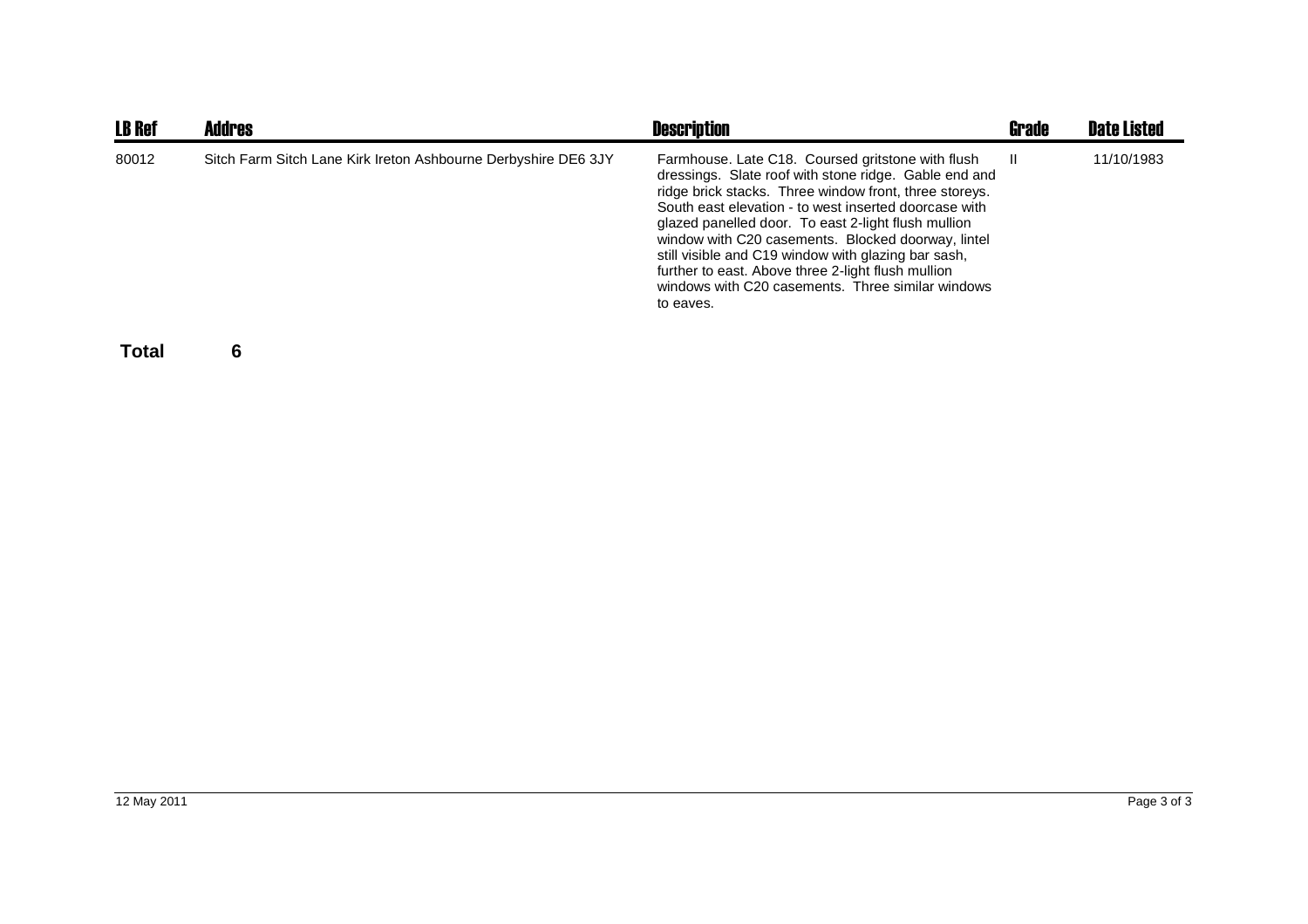| LB Ref | Addres | Description | Grade | Date Listed |
|---|---|---|---|---|
| 80012 | Sitch Farm Sitch Lane Kirk Ireton Ashbourne Derbyshire DE6 3JY | Farmhouse. Late C18. Coursed gritstone with flush dressings. Slate roof with stone ridge. Gable end and ridge brick stacks. Three window front, three storeys. South east elevation - to west inserted doorcase with glazed panelled door. To east 2-light flush mullion window with C20 casements. Blocked doorway, lintel still visible and C19 window with glazing bar sash, further to east. Above three 2-light flush mullion windows with C20 casements. Three similar windows to eaves. | II | 11/10/1983 |

**Total** **6**